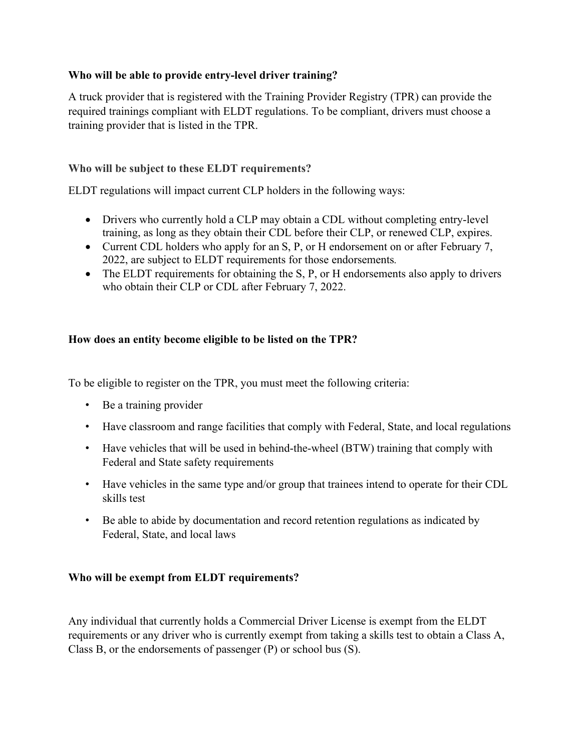**Who will be able to provide entry-level driver training?**

A truck provider that is registered with the Training Provider Registry (TPR) can provide the required trainings compliant with ELDT regulations. To be compliant, drivers must choose a training provider that is listed in the TPR.

**Who will be subject to these ELDT requirements?**

ELDT regulations will impact current CLP holders in the following ways:

- Drivers who currently hold a CLP may obtain a CDL without completing entry-level training, as long as they obtain their CDL before their CLP, or renewed CLP, expires.
- Current CDL holders who apply for an S, P, or H endorsement on or after February 7, 2022, are subject to ELDT requirements for those endorsements.
- The ELDT requirements for obtaining the S, P, or H endorsements also apply to drivers who obtain their CLP or CDL after February 7, 2022.

**How does an entity become eligible to be listed on the TPR?**

To be eligible to register on the TPR, you must meet the following criteria:

- Be a training provider
- Have classroom and range facilities that comply with Federal, State, and local regulations
- Have vehicles that will be used in behind-the-wheel (BTW) training that comply with Federal and State safety requirements
- Have vehicles in the same type and/or group that trainees intend to operate for their CDL skills test
- Be able to abide by documentation and record retention regulations as indicated by Federal, State, and local laws

**Who will be exempt from ELDT requirements?**

Any individual that currently holds a Commercial Driver License is exempt from the ELDT requirements or any driver who is currently exempt from taking a skills test to obtain a Class A, Class B, or the endorsements of passenger (P) or school bus (S).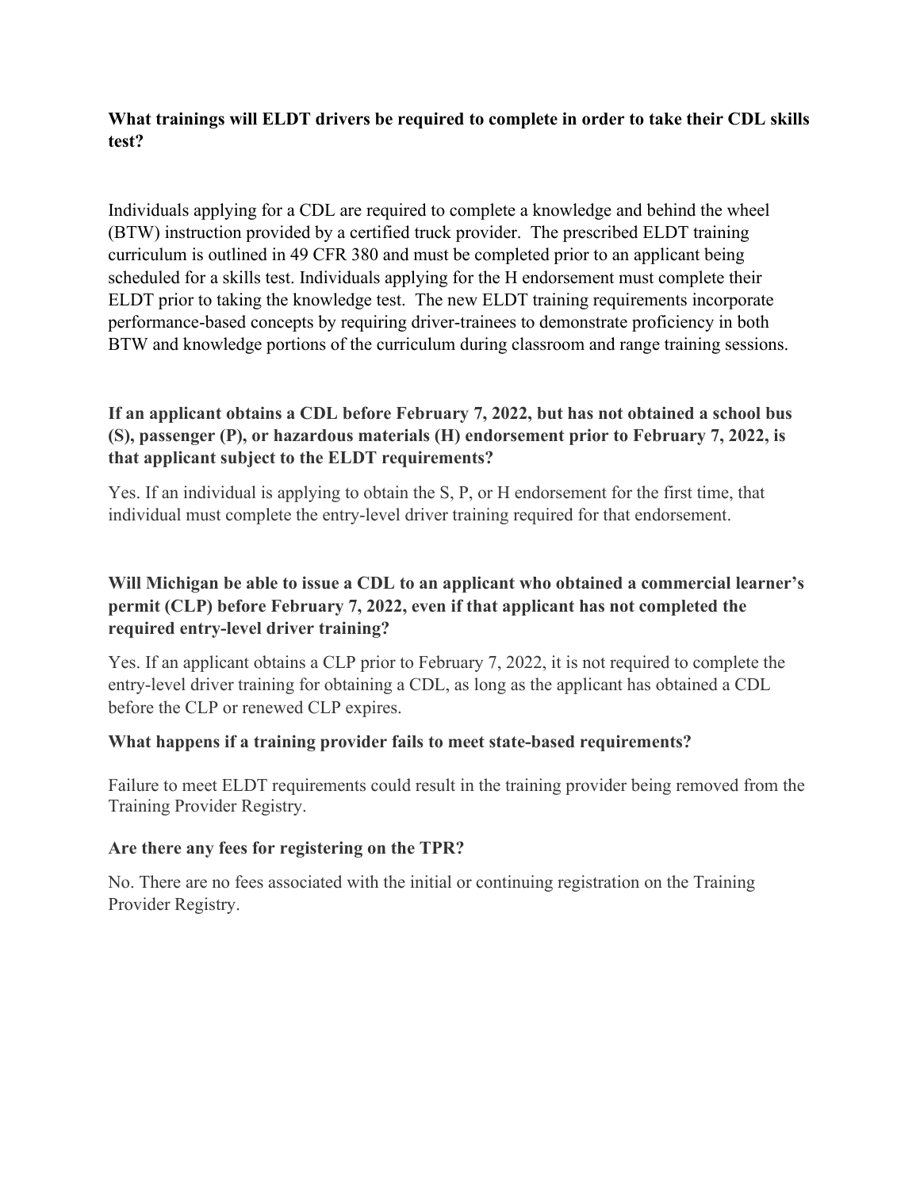**What trainings will ELDT drivers be required to complete in order to take their CDL skills test?**

Individuals applying for a CDL are required to complete a knowledge and behind the wheel (BTW) instruction provided by a certified truck provider. The prescribed ELDT training curriculum is outlined in 49 CFR 380 and must be completed prior to an applicant being scheduled for a skills test. Individuals applying for the H endorsement must complete their ELDT prior to taking the knowledge test. The new ELDT training requirements incorporate performance-based concepts by requiring driver-trainees to demonstrate proficiency in both BTW and knowledge portions of the curriculum during classroom and range training sessions.

**If an applicant obtains a CDL before February 7, 2022, but has not obtained a school bus (S), passenger (P), or hazardous materials (H) endorsement prior to February 7, 2022, is that applicant subject to the ELDT requirements?**

Yes. If an individual is applying to obtain the S, P, or H endorsement for the first time, that individual must complete the entry-level driver training required for that endorsement.

**Will Michigan be able to issue a CDL to an applicant who obtained a commercial learner's permit (CLP) before February 7, 2022, even if that applicant has not completed the required entry-level driver training?**

Yes. If an applicant obtains a CLP prior to February 7, 2022, it is not required to complete the entry-level driver training for obtaining a CDL, as long as the applicant has obtained a CDL before the CLP or renewed CLP expires.

**What happens if a training provider fails to meet state-based requirements?**

Failure to meet ELDT requirements could result in the training provider being removed from the Training Provider Registry.

**Are there any fees for registering on the TPR?**

No. There are no fees associated with the initial or continuing registration on the Training Provider Registry.